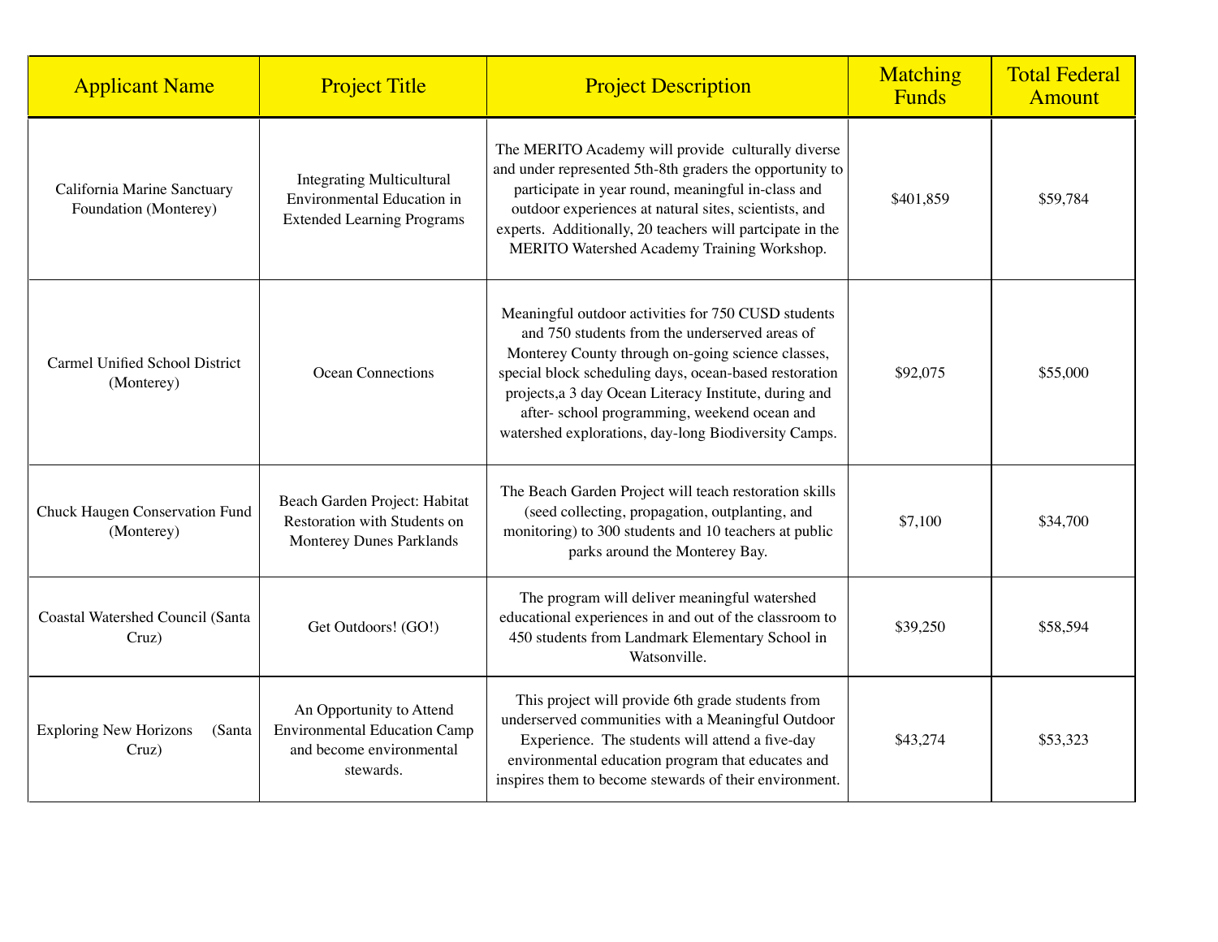| Applicant Name | Project Title | Project Description | Matching Funds | Total Federal Amount |
|---|---|---|---|---|
| California Marine Sanctuary Foundation (Monterey) | Integrating Multicultural Environmental Education in Extended Learning Programs | The MERITO Academy will provide culturally diverse and under represented 5th-8th graders the opportunity to participate in year round, meaningful in-class and outdoor experiences at natural sites, scientists, and experts. Additionally, 20 teachers will partcipate in the MERITO Watershed Academy Training Workshop. | $401,859 | $59,784 |
| Carmel Unified School District (Monterey) | Ocean Connections | Meaningful outdoor activities for 750 CUSD students and 750 students from the underserved areas of Monterey County through on-going science classes, special block scheduling days, ocean-based restoration projects,a 3 day Ocean Literacy Institute, during and after- school programming, weekend ocean and watershed explorations, day-long Biodiversity Camps. | $92,075 | $55,000 |
| Chuck Haugen Conservation Fund (Monterey) | Beach Garden Project: Habitat Restoration with Students on Monterey Dunes Parklands | The Beach Garden Project will teach restoration skills (seed collecting, propagation, outplanting, and monitoring) to 300 students and 10 teachers at public parks around the Monterey Bay. | $7,100 | $34,700 |
| Coastal Watershed Council (Santa Cruz) | Get Outdoors! (GO!) | The program will deliver meaningful watershed educational experiences in and out of the classroom to 450 students from Landmark Elementary School in Watsonville. | $39,250 | $58,594 |
| Exploring New Horizons (Santa Cruz) | An Opportunity to Attend Environmental Education Camp and become environmental stewards. | This project will provide 6th grade students from underserved communities with a Meaningful Outdoor Experience. The students will attend a five-day environmental education program that educates and inspires them to become stewards of their environment. | $43,274 | $53,323 |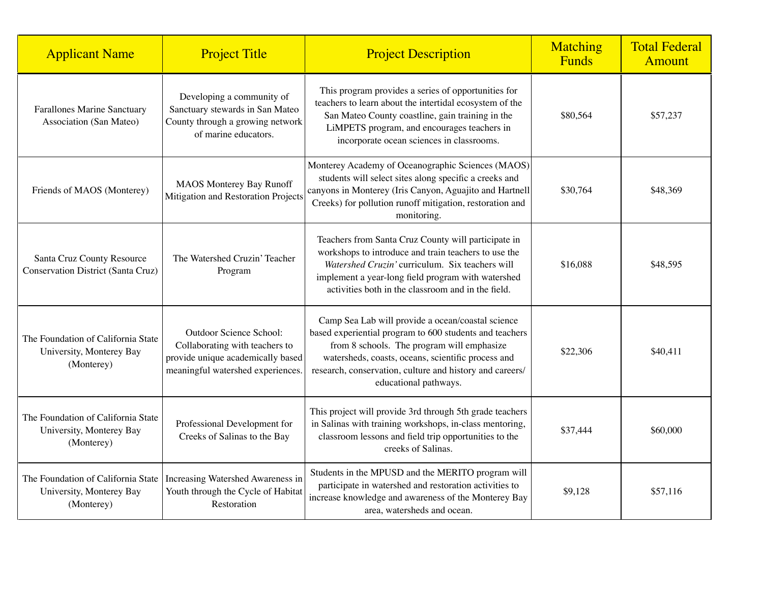| Applicant Name | Project Title | Project Description | Matching Funds | Total Federal Amount |
|---|---|---|---|---|
| Farallones Marine Sanctuary Association (San Mateo) | Developing a community of Sanctuary stewards in San Mateo County through a growing network of marine educators. | This program provides a series of opportunities for teachers to learn about the intertidal ecosystem of the San Mateo County coastline, gain training in the LiMPETS program, and encourages teachers in incorporate ocean sciences in classrooms. | $80,564 | $57,237 |
| Friends of MAOS (Monterey) | MAOS Monterey Bay Runoff Mitigation and Restoration Projects | Monterey Academy of Oceanographic Sciences (MAOS) students will select sites along specific a creeks and canyons in Monterey (Iris Canyon, Aguajito and Hartnell Creeks) for pollution runoff mitigation, restoration and monitoring. | $30,764 | $48,369 |
| Santa Cruz County Resource Conservation District (Santa Cruz) | The Watershed Cruzin' Teacher Program | Teachers from Santa Cruz County will participate in workshops to introduce and train teachers to use the *Watershed Cruzin'* curriculum. Six teachers will implement a year-long field program with watershed activities both in the classroom and in the field. | $16,088 | $48,595 |
| The Foundation of California State University, Monterey Bay (Monterey) | Outdoor Science School: Collaborating with teachers to provide unique academically based meaningful watershed experiences. | Camp Sea Lab will provide a ocean/coastal science based experiential program to 600 students and teachers from 8 schools. The program will emphasize watersheds, coasts, oceans, scientific process and research, conservation, culture and history and careers/ educational pathways. | $22,306 | $40,411 |
| The Foundation of California State University, Monterey Bay (Monterey) | Professional Development for Creeks of Salinas to the Bay | This project will provide 3rd through 5th grade teachers in Salinas with training workshops, in-class mentoring, classroom lessons and field trip opportunities to the creeks of Salinas. | $37,444 | $60,000 |
| The Foundation of California State University, Monterey Bay (Monterey) | Increasing Watershed Awareness in Youth through the Cycle of Habitat Restoration | Students in the MPUSD and the MERITO program will participate in watershed and restoration activities to increase knowledge and awareness of the Monterey Bay area, watersheds and ocean. | $9,128 | $57,116 |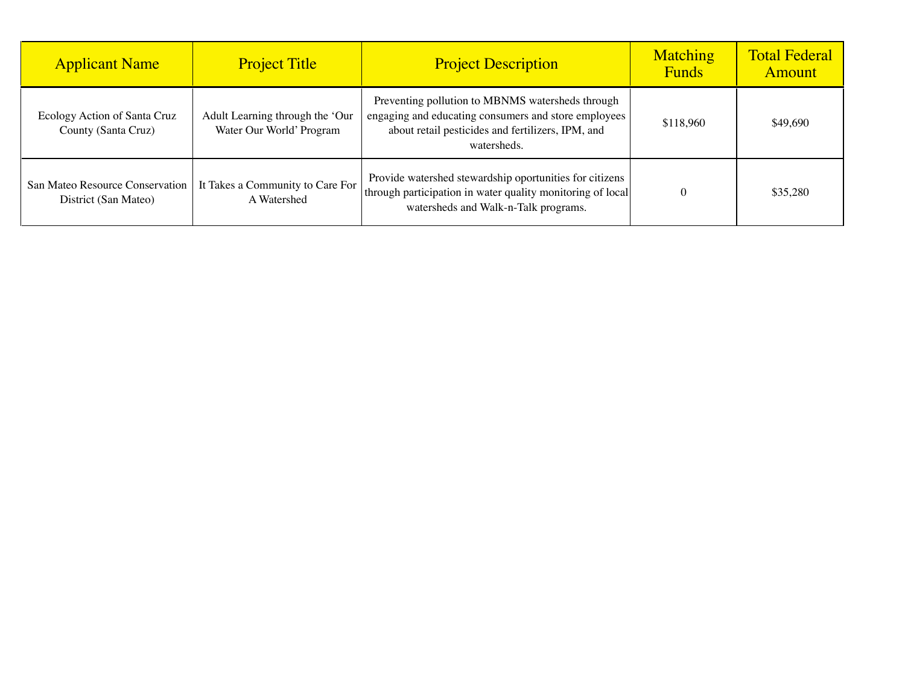| Applicant Name | Project Title | Project Description | Matching Funds | Total Federal Amount |
|---|---|---|---|---|
| Ecology Action of Santa Cruz County (Santa Cruz) | Adult Learning through the 'Our Water Our World' Program | Preventing pollution to MBNMS watersheds through engaging and educating consumers and store employees about retail pesticides and fertilizers, IPM, and watersheds. | $118,960 | $49,690 |
| San Mateo Resource Conservation District (San Mateo) | It Takes a Community to Care For A Watershed | Provide watershed stewardship oportunities for citizens through participation in water quality monitoring of local watersheds and Walk-n-Talk programs. | 0 | $35,280 |